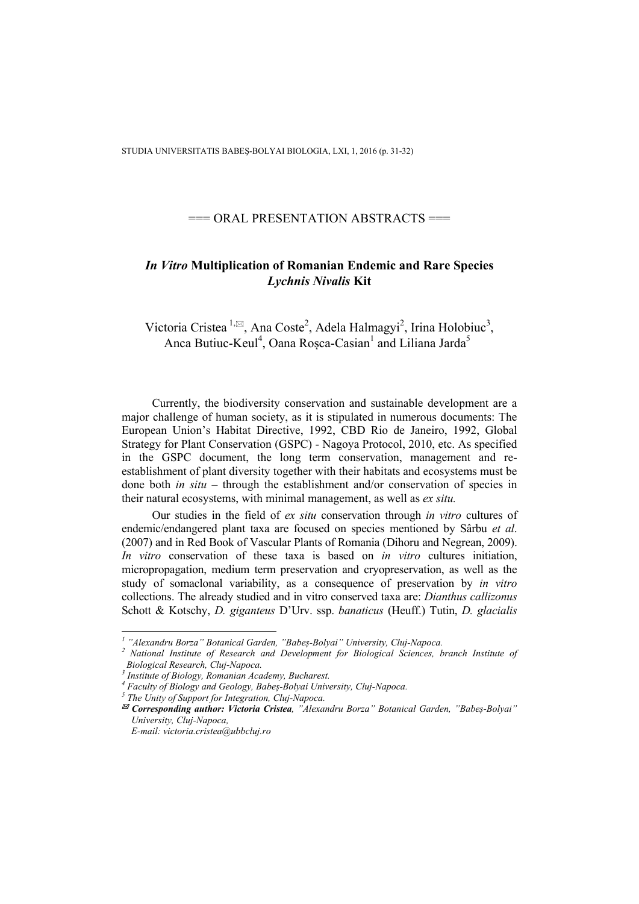=== ORAL PRESENTATION ABSTRACTS ===

# *In Vitro* Multiplication of Romanian Endemic and Rare Species *Lychnis Nivalis* Kit

Victoria Cristea [1,✉], Ana Coste[2], Adela Halmagyi[2], Irina Holobiuc[3], Anca Butiuc-Keul[4], Oana Roșca-Casian[1] and Liliana Jarda[5]

Currently, the biodiversity conservation and sustainable development are a major challenge of human society, as it is stipulated in numerous documents: The European Union's Habitat Directive, 1992, CBD Rio de Janeiro, 1992, Global Strategy for Plant Conservation (GSPC) - Nagoya Protocol, 2010, etc. As specified in the GSPC document, the long term conservation, management and re-establishment of plant diversity together with their habitats and ecosystems must be done both *in situ* – through the establishment and/or conservation of species in their natural ecosystems, with minimal management, as well as *ex situ.*

Our studies in the field of *ex situ* conservation through *in vitro* cultures of endemic/endangered plant taxa are focused on species mentioned by Sârbu *et al*. (2007) and in Red Book of Vascular Plants of Romania (Dihoru and Negrean, 2009). *In vitro* conservation of these taxa is based on *in vitro* cultures initiation, micropropagation, medium term preservation and cryopreservation, as well as the study of somaclonal variability, as a consequence of preservation by *in vitro* collections. The already studied and in vitro conserved taxa are: *Dianthus callizonus* Schott & Kotschy, *D. giganteus* D'Urv. ssp. *banaticus* (Heuff.) Tutin, *D. glacialis*

---

[1] "Alexandru Borza" Botanical Garden, "Babeș-Bolyai" University, Cluj-Napoca.

[2] National Institute of Research and Development for Biological Sciences, branch Institute of Biological Research, Cluj-Napoca.

[3] Institute of Biology, Romanian Academy, Bucharest.

[4] Faculty of Biology and Geology, Babeș-Bolyai University, Cluj-Napoca.

[5] The Unity of Support for Integration, Cluj-Napoca.

✉ ***Corresponding author: Victoria Cristea***, *"Alexandru Borza" Botanical Garden, "Babeș-Bolyai" University, Cluj-Napoca,*
*E-mail: victoria.cristea@ubbcluj.ro*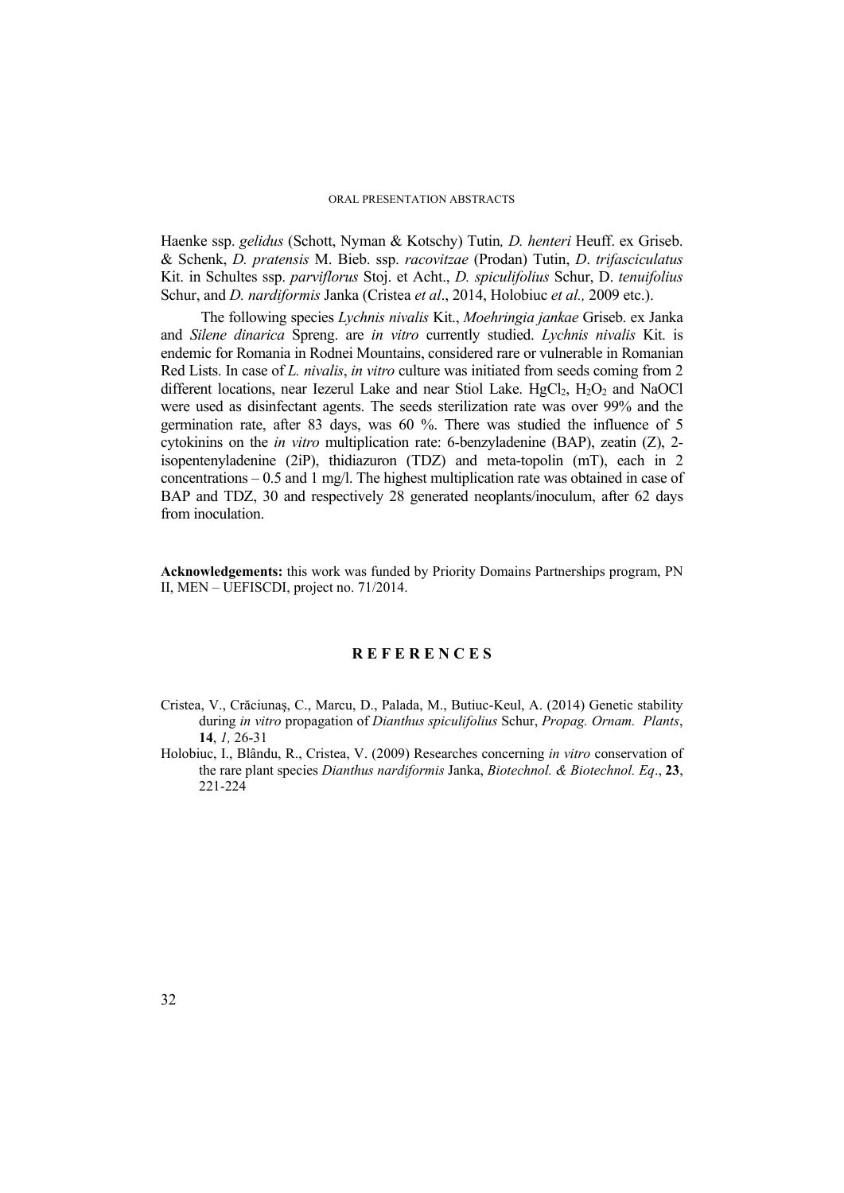Haenke ssp. *gelidus* (Schott, Nyman & Kotschy) Tutin*, D. henteri* Heuff. ex Griseb. & Schenk, *D. pratensis* M. Bieb. ssp. *racovitzae* (Prodan) Tutin, *D*. *trifasciculatus* Kit. in Schultes ssp. *parviflorus* Stoj. et Acht., *D. spiculifolius* Schur, D. *tenuifolius* Schur, and *D. nardiformis* Janka (Cristea *et al*., 2014, Holobiuc *et al.,* 2009 etc.).

The following species *Lychnis nivalis* Kit., *Moehringia jankae* Griseb. ex Janka and *Silene dinarica* Spreng. are *in vitro* currently studied. *Lychnis nivalis* Kit. is endemic for Romania in Rodnei Mountains, considered rare or vulnerable in Romanian Red Lists. In case of *L. nivalis*, *in vitro* culture was initiated from seeds coming from 2 different locations, near Iezerul Lake and near Stiol Lake. $HgCl_2$, $H_2O_2$ and NaOCl were used as disinfectant agents. The seeds sterilization rate was over 99% and the germination rate, after 83 days, was 60 %. There was studied the influence of 5 cytokinins on the *in vitro* multiplication rate: 6-benzyladenine (BAP), zeatin (Z), 2-isopentenyladenine (2iP), thidiazuron (TDZ) and meta-topolin (mT), each in 2 concentrations – 0.5 and 1 mg/l. The highest multiplication rate was obtained in case of BAP and TDZ, 30 and respectively 28 generated neoplants/inoculum, after 62 days from inoculation.

**Acknowledgements:** this work was funded by Priority Domains Partnerships program, PN II, MEN – UEFISCDI, project no. 71/2014.

## R E F E R E N C E S

Cristea, V., Crăciunaş, C., Marcu, D., Palada, M., Butiuc-Keul, A. (2014) Genetic stability during *in vitro* propagation of *Dianthus spiculifolius* Schur, *Propag. Ornam. Plants*, **14**, *1,* 26-31

Holobiuc, I., Blându, R., Cristea, V. (2009) Researches concerning *in vitro* conservation of the rare plant species *Dianthus nardiformis* Janka, *Biotechnol. & Biotechnol. Eq*., **23**, 221-224